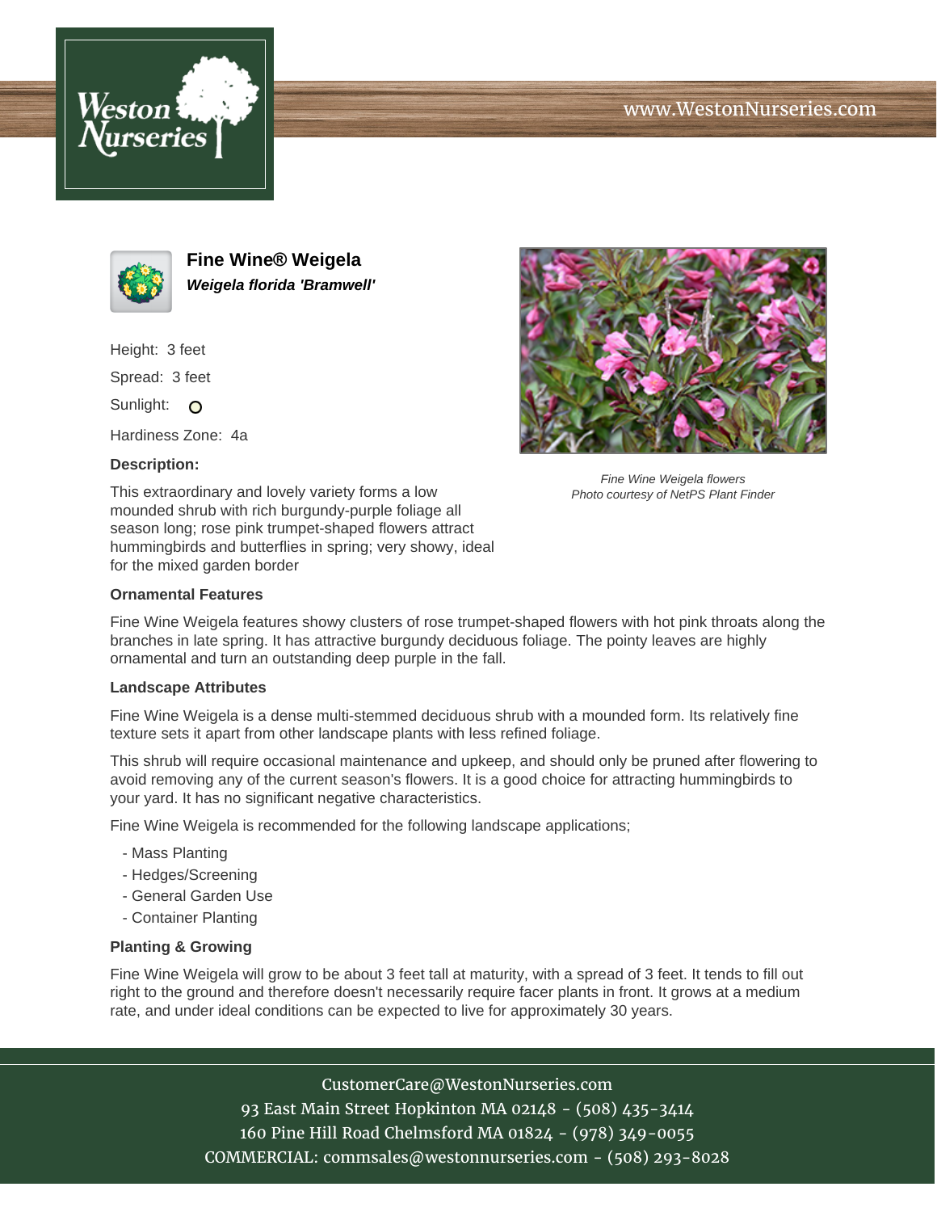# Fine Wine® Weigela

***Weigela florida 'Bramwell'***

Height: 3 feet

Spread: 3 feet

Sunlight: O

Hardiness Zone: 4a

**Description:**

This extraordinary and lovely variety forms a low mounded shrub with rich burgundy-purple foliage all season long; rose pink trumpet-shaped flowers attract hummingbirds and butterflies in spring; very showy, ideal for the mixed garden border

*Fine Wine Weigela flowers*
*Photo courtesy of NetPS Plant Finder*

### Ornamental Features

Fine Wine Weigela features showy clusters of rose trumpet-shaped flowers with hot pink throats along the branches in late spring. It has attractive burgundy deciduous foliage. The pointy leaves are highly ornamental and turn an outstanding deep purple in the fall.

### Landscape Attributes

Fine Wine Weigela is a dense multi-stemmed deciduous shrub with a mounded form. Its relatively fine texture sets it apart from other landscape plants with less refined foliage.

This shrub will require occasional maintenance and upkeep, and should only be pruned after flowering to avoid removing any of the current season's flowers. It is a good choice for attracting hummingbirds to your yard. It has no significant negative characteristics.

Fine Wine Weigela is recommended for the following landscape applications;

- Mass Planting
- Hedges/Screening
- General Garden Use
- Container Planting

### Planting & Growing

Fine Wine Weigela will grow to be about 3 feet tall at maturity, with a spread of 3 feet. It tends to fill out right to the ground and therefore doesn't necessarily require facer plants in front. It grows at a medium rate, and under ideal conditions can be expected to live for approximately 30 years.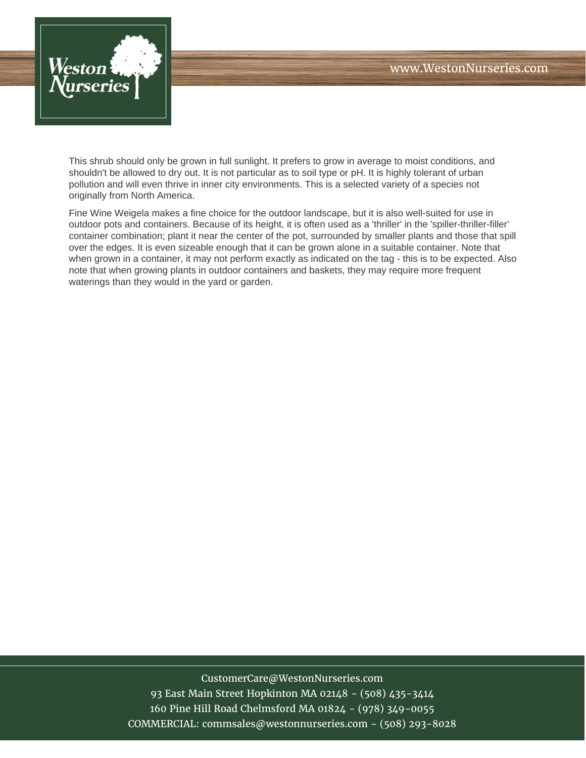This shrub should only be grown in full sunlight. It prefers to grow in average to moist conditions, and shouldn't be allowed to dry out. It is not particular as to soil type or pH. It is highly tolerant of urban pollution and will even thrive in inner city environments. This is a selected variety of a species not originally from North America.

Fine Wine Weigela makes a fine choice for the outdoor landscape, but it is also well-suited for use in outdoor pots and containers. Because of its height, it is often used as a 'thriller' in the 'spiller-thriller-filler' container combination; plant it near the center of the pot, surrounded by smaller plants and those that spill over the edges. It is even sizeable enough that it can be grown alone in a suitable container. Note that when grown in a container, it may not perform exactly as indicated on the tag - this is to be expected. Also note that when growing plants in outdoor containers and baskets, they may require more frequent waterings than they would in the yard or garden.